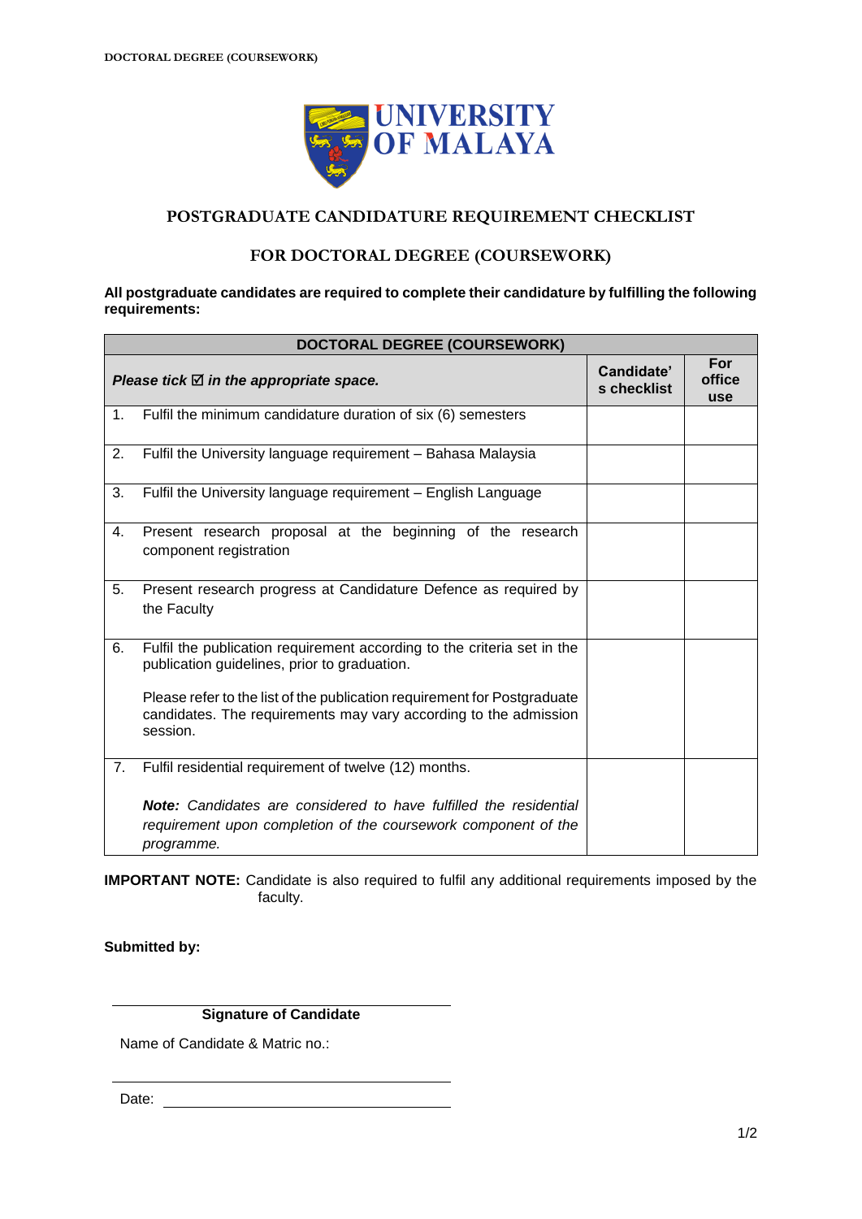# POSTGRADUATE CANDIDATURE REQUIREMENT CHECKLIST

## FOR DOCTORAL DEGREE (COURSEWORK)

**All postgraduate candidates are required to complete their candidature by fulfilling the following requirements:**

| DOCTORAL DEGREE (COURSEWORK) | | |
|---|---|---|
| ***Please tick ☑ in the appropriate space.*** | **Candidate's checklist** | **For office use** |
| 1. Fulfil the minimum candidature duration of six (6) semesters | | |
| 2. Fulfil the University language requirement – Bahasa Malaysia | | |
| 3. Fulfil the University language requirement – English Language | | |
| 4. Present research proposal at the beginning of the research component registration | | |
| 5. Present research progress at Candidature Defence as required by the Faculty | | |
| 6. Fulfil the publication requirement according to the criteria set in the publication guidelines, prior to graduation. <br><br> Please refer to the list of the publication requirement for Postgraduate candidates. The requirements may vary according to the admission session. | | |
| 7. Fulfil residential requirement of twelve (12) months. <br><br> ***Note:*** *Candidates are considered to have fulfilled the residential requirement upon completion of the coursework component of the programme.* | | |

**IMPORTANT NOTE:** Candidate is also required to fulfil any additional requirements imposed by the faculty.

**Submitted by:**

______________________________

**Signature of Candidate**

Name of Candidate & Matric no.:

______________________________

Date: ______________________________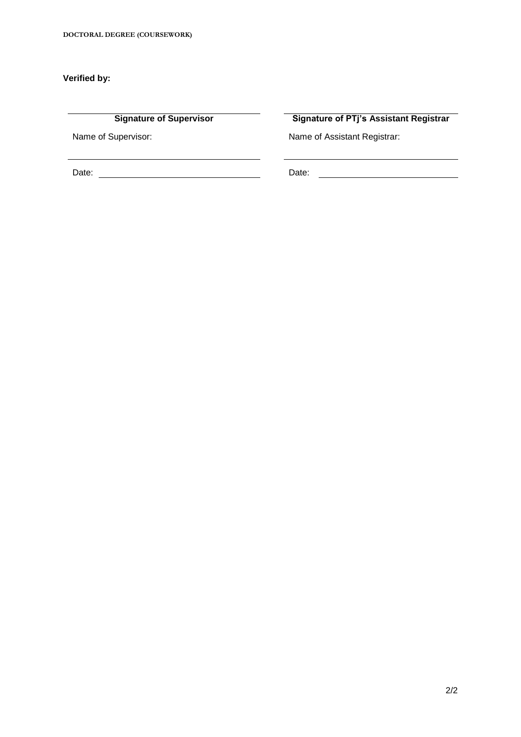**Verified by:**

| **Signature of Supervisor** | **Signature of PTj's Assistant Registrar** |
| --- | --- |
| Name of Supervisor: | Name of Assistant Registrar: |
| Date: | Date: |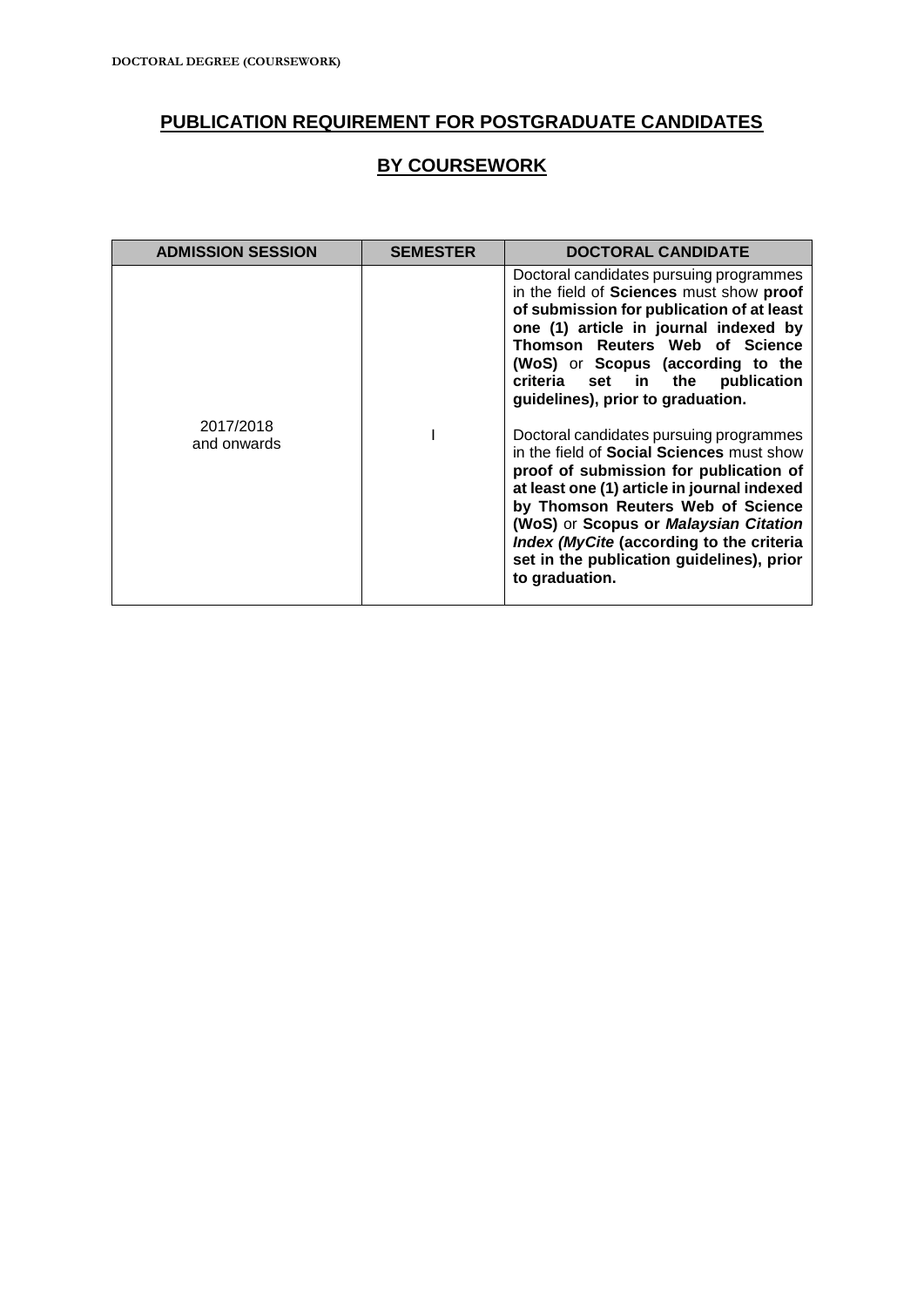## PUBLICATION REQUIREMENT FOR POSTGRADUATE CANDIDATES

## BY COURSEWORK

| ADMISSION SESSION | SEMESTER | DOCTORAL CANDIDATE |
|---|---|---|
| 2017/2018 and onwards | I | Doctoral candidates pursuing programmes in the field of **Sciences** must show **proof of submission for publication of at least one (1) article in journal indexed by Thomson Reuters Web of Science (WoS)** or **Scopus (according to the criteria set in the publication guidelines), prior to graduation.**<br><br>Doctoral candidates pursuing programmes in the field of **Social Sciences** must show **proof of submission for publication of at least one (1) article in journal indexed by Thomson Reuters Web of Science (WoS)** or **Scopus or *Malaysian Citation Index (MyCite* (according to the criteria set in the publication guidelines), prior to graduation.** |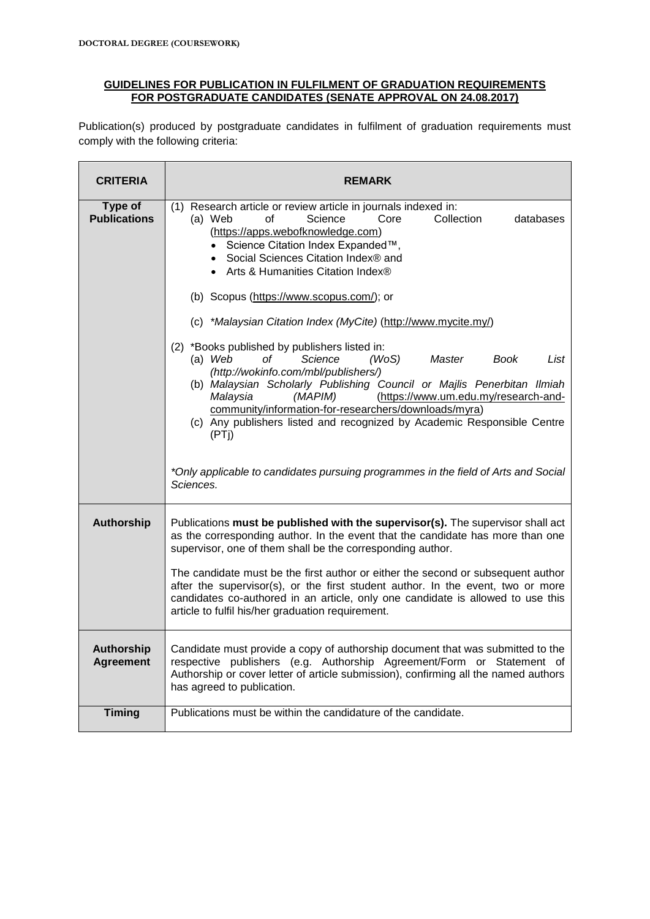**DOCTORAL DEGREE (COURSEWORK)**

## GUIDELINES FOR PUBLICATION IN FULFILMENT OF GRADUATION REQUIREMENTS FOR POSTGRADUATE CANDIDATES (SENATE APPROVAL ON 24.08.2017)

Publication(s) produced by postgraduate candidates in fulfilment of graduation requirements must comply with the following criteria:

| CRITERIA | REMARK |
| --- | --- |
| **Type of Publications** | (1) Research article or review article in journals indexed in:<br>(a) Web of Science Core Collection databases (https://apps.webofknowledge.com)<br>• Science Citation Index Expanded™,<br>• Social Sciences Citation Index® and<br>• Arts & Humanities Citation Index®<br><br>(b) Scopus (https://www.scopus.com/); or<br><br>(c) **Malaysian Citation Index (MyCite)* (http://www.mycite.my/)<br><br>(2) *Books published by publishers listed in:<br>(a) *Web of Science (WoS) Master Book List (http://wokinfo.com/mbl/publishers/)*<br>(b) *Malaysian Scholarly Publishing Council or Majlis Penerbitan Ilmiah Malaysia (MAPIM)* (https://www.um.edu.my/research-and-community/information-for-researchers/downloads/myra)<br>(c) Any publishers listed and recognized by Academic Responsible Centre (PTj)<br><br>**Only applicable to candidates pursuing programmes in the field of Arts and Social Sciences.* |
| **Authorship** | Publications **must be published with the supervisor(s).** The supervisor shall act as the corresponding author. In the event that the candidate has more than one supervisor, one of them shall be the corresponding author.<br><br>The candidate must be the first author or either the second or subsequent author after the supervisor(s), or the first student author. In the event, two or more candidates co-authored in an article, only one candidate is allowed to use this article to fulfil his/her graduation requirement. |
| **Authorship Agreement** | Candidate must provide a copy of authorship document that was submitted to the respective publishers (e.g. Authorship Agreement/Form or Statement of Authorship or cover letter of article submission), confirming all the named authors has agreed to publication. |
| **Timing** | Publications must be within the candidature of the candidate. |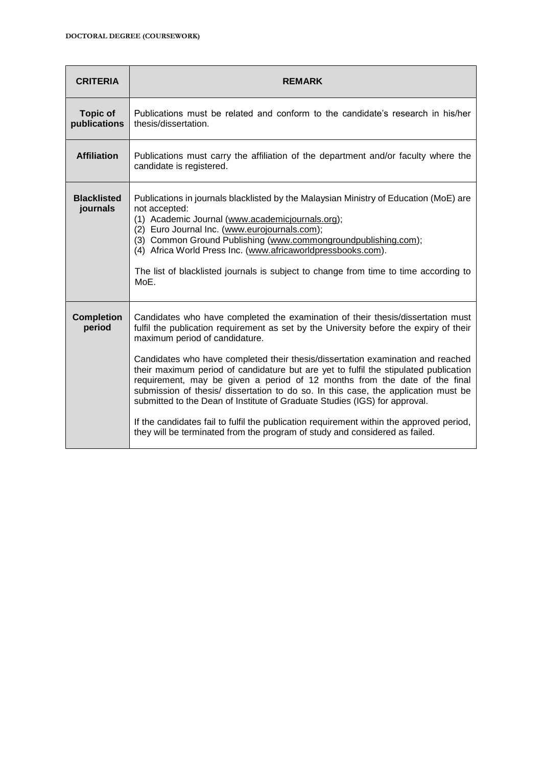| CRITERIA | REMARK |
|---|---|
| **Topic of publications** | Publications must be related and conform to the candidate's research in his/her thesis/dissertation. |
| **Affiliation** | Publications must carry the affiliation of the department and/or faculty where the candidate is registered. |
| **Blacklisted journals** | Publications in journals blacklisted by the Malaysian Ministry of Education (MoE) are not accepted:<br>(1) Academic Journal (www.academicjournals.org);<br>(2) Euro Journal Inc. (www.eurojournals.com);<br>(3) Common Ground Publishing (www.commongroundpublishing.com);<br>(4) Africa World Press Inc. (www.africaworldpressbooks.com).<br><br>The list of blacklisted journals is subject to change from time to time according to MoE. |
| **Completion period** | Candidates who have completed the examination of their thesis/dissertation must fulfil the publication requirement as set by the University before the expiry of their maximum period of candidature.<br><br>Candidates who have completed their thesis/dissertation examination and reached their maximum period of candidature but are yet to fulfil the stipulated publication requirement, may be given a period of 12 months from the date of the final submission of thesis/ dissertation to do so. In this case, the application must be submitted to the Dean of Institute of Graduate Studies (IGS) for approval.<br><br>If the candidates fail to fulfil the publication requirement within the approved period, they will be terminated from the program of study and considered as failed. |